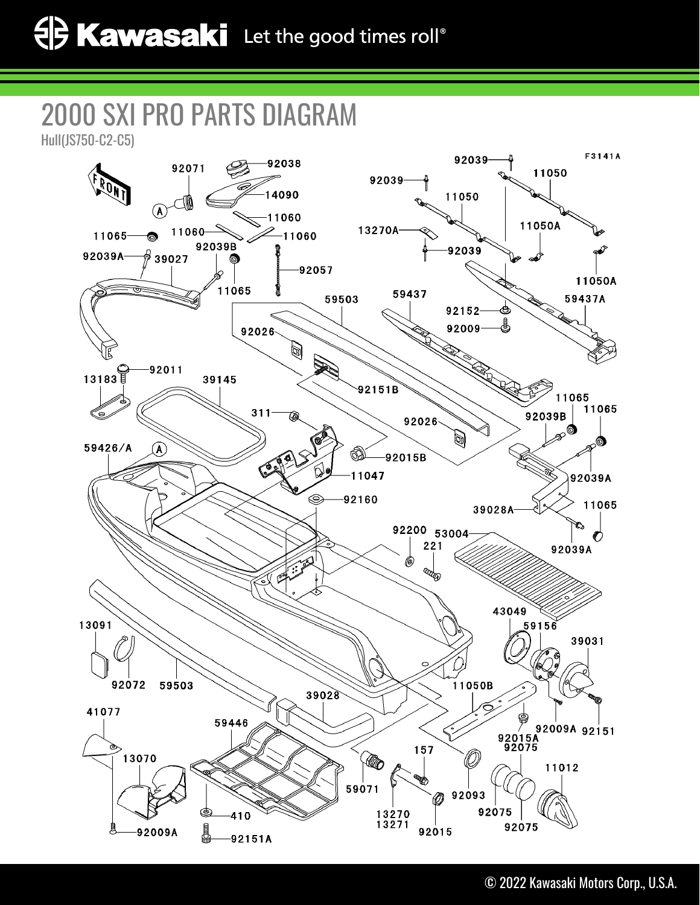# 2000 SXI PRO PARTS DIAGRAM

Hull(JS750-C2-C5)

F3141A

FRONT

92071, 92038, 14090, 11060, 11060, 11060, 11065, 92039A, 39027, 92039B, 11065, 92057, 92039, 92039, 11050, 11050, 13270A, 92039, 11050A, 11050A, 59503, 59437, 59437A, 92152, 92009, 92026, 92151B, 13183, 92011, 39145, 311, 92026, 92015B, 11065, 92039B, 11065, 92039A, 59426/A, A, 11047, 92160, 39028A, 11065, 92039A, 92200, 53004, 221, 43049, 59156, 39031, 13091, 92072, 59503, 39028, 11050B, 92009A, 92151, 92015A, 92075, 41077, 59446, 157, 11012, 13070, 59071, 92093, 92075, 92075, 410, 13270, 13271, 92015, 92009A, 92151A

© 2022 Kawasaki Motors Corp., U.S.A.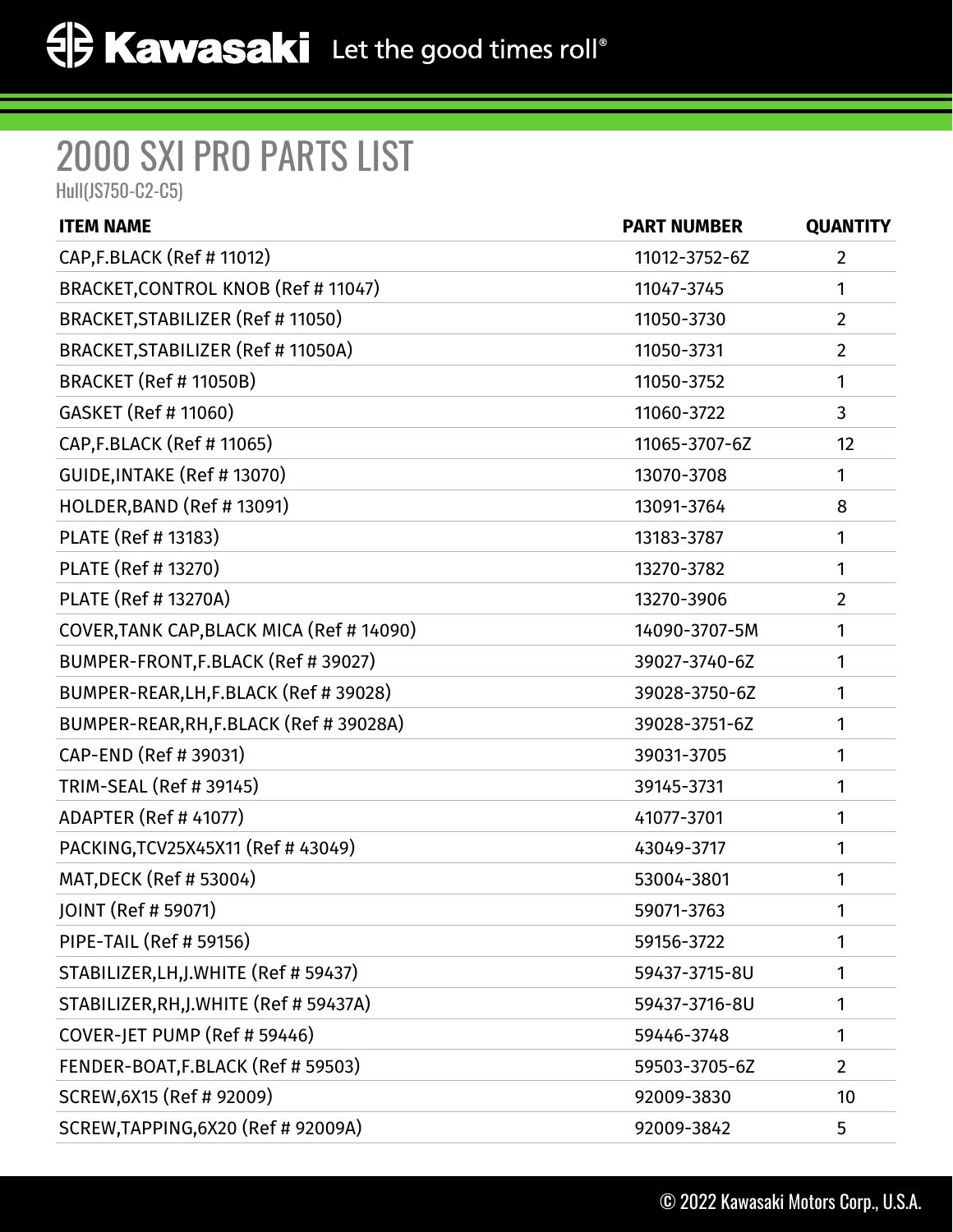# 2000 SXI PRO PARTS LIST

Hull(JS750-C2-C5)

| ITEM NAME | PART NUMBER | QUANTITY |
|---|---|---|
| CAP,F.BLACK (Ref # 11012) | 11012-3752-6Z | 2 |
| BRACKET,CONTROL KNOB (Ref # 11047) | 11047-3745 | 1 |
| BRACKET,STABILIZER (Ref # 11050) | 11050-3730 | 2 |
| BRACKET,STABILIZER (Ref # 11050A) | 11050-3731 | 2 |
| BRACKET (Ref # 11050B) | 11050-3752 | 1 |
| GASKET (Ref # 11060) | 11060-3722 | 3 |
| CAP,F.BLACK (Ref # 11065) | 11065-3707-6Z | 12 |
| GUIDE,INTAKE (Ref # 13070) | 13070-3708 | 1 |
| HOLDER,BAND (Ref # 13091) | 13091-3764 | 8 |
| PLATE (Ref # 13183) | 13183-3787 | 1 |
| PLATE (Ref # 13270) | 13270-3782 | 1 |
| PLATE (Ref # 13270A) | 13270-3906 | 2 |
| COVER,TANK CAP,BLACK MICA (Ref # 14090) | 14090-3707-5M | 1 |
| BUMPER-FRONT,F.BLACK (Ref # 39027) | 39027-3740-6Z | 1 |
| BUMPER-REAR,LH,F.BLACK (Ref # 39028) | 39028-3750-6Z | 1 |
| BUMPER-REAR,RH,F.BLACK (Ref # 39028A) | 39028-3751-6Z | 1 |
| CAP-END (Ref # 39031) | 39031-3705 | 1 |
| TRIM-SEAL (Ref # 39145) | 39145-3731 | 1 |
| ADAPTER (Ref # 41077) | 41077-3701 | 1 |
| PACKING,TCV25X45X11 (Ref # 43049) | 43049-3717 | 1 |
| MAT,DECK (Ref # 53004) | 53004-3801 | 1 |
| JOINT (Ref # 59071) | 59071-3763 | 1 |
| PIPE-TAIL (Ref # 59156) | 59156-3722 | 1 |
| STABILIZER,LH,J.WHITE (Ref # 59437) | 59437-3715-8U | 1 |
| STABILIZER,RH,J.WHITE (Ref # 59437A) | 59437-3716-8U | 1 |
| COVER-JET PUMP (Ref # 59446) | 59446-3748 | 1 |
| FENDER-BOAT,F.BLACK (Ref # 59503) | 59503-3705-6Z | 2 |
| SCREW,6X15 (Ref # 92009) | 92009-3830 | 10 |
| SCREW,TAPPING,6X20 (Ref # 92009A) | 92009-3842 | 5 |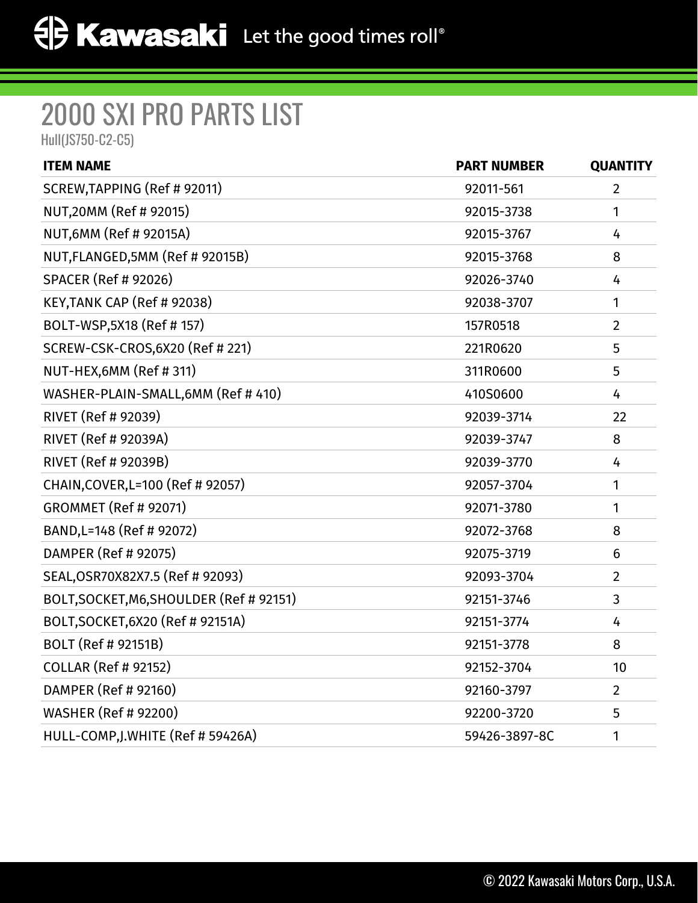# 2000 SXI PRO PARTS LIST

Hull(JS750-C2-C5)

| ITEM NAME | PART NUMBER | QUANTITY |
| --- | --- | --- |
| SCREW,TAPPING (Ref # 92011) | 92011-561 | 2 |
| NUT,20MM (Ref # 92015) | 92015-3738 | 1 |
| NUT,6MM (Ref # 92015A) | 92015-3767 | 4 |
| NUT,FLANGED,5MM (Ref # 92015B) | 92015-3768 | 8 |
| SPACER (Ref # 92026) | 92026-3740 | 4 |
| KEY,TANK CAP (Ref # 92038) | 92038-3707 | 1 |
| BOLT-WSP,5X18 (Ref # 157) | 157R0518 | 2 |
| SCREW-CSK-CROS,6X20 (Ref # 221) | 221R0620 | 5 |
| NUT-HEX,6MM (Ref # 311) | 311R0600 | 5 |
| WASHER-PLAIN-SMALL,6MM (Ref # 410) | 410S0600 | 4 |
| RIVET (Ref # 92039) | 92039-3714 | 22 |
| RIVET (Ref # 92039A) | 92039-3747 | 8 |
| RIVET (Ref # 92039B) | 92039-3770 | 4 |
| CHAIN,COVER,L=100 (Ref # 92057) | 92057-3704 | 1 |
| GROMMET (Ref # 92071) | 92071-3780 | 1 |
| BAND,L=148 (Ref # 92072) | 92072-3768 | 8 |
| DAMPER (Ref # 92075) | 92075-3719 | 6 |
| SEAL,OSR70X82X7.5 (Ref # 92093) | 92093-3704 | 2 |
| BOLT,SOCKET,M6,SHOULDER (Ref # 92151) | 92151-3746 | 3 |
| BOLT,SOCKET,6X20 (Ref # 92151A) | 92151-3774 | 4 |
| BOLT (Ref # 92151B) | 92151-3778 | 8 |
| COLLAR (Ref # 92152) | 92152-3704 | 10 |
| DAMPER (Ref # 92160) | 92160-3797 | 2 |
| WASHER (Ref # 92200) | 92200-3720 | 5 |
| HULL-COMP,J.WHITE (Ref # 59426A) | 59426-3897-8C | 1 |